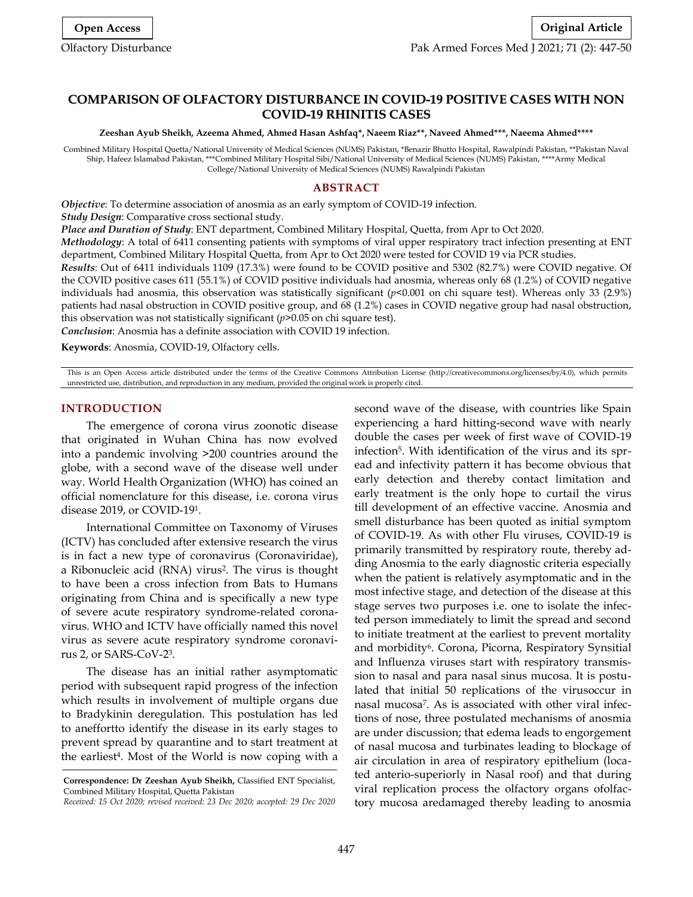Open Access

Original Article

# COMPARISON OF OLFACTORY DISTURBANCE IN COVID-19 POSITIVE CASES WITH NON COVID-19 RHINITIS CASES

**Zeeshan Ayub Sheikh, Azeema Ahmed, Ahmed Hasan Ashfaq*, Naeem Riaz**, Naveed Ahmed***, Naeema Ahmed******

Combined Military Hospital Quetta/National University of Medical Sciences (NUMS) Pakistan, *Benazir Bhutto Hospital, Rawalpindi Pakistan, **Pakistan Naval Ship, Hafeez Islamabad Pakistan, ***Combined Military Hospital Sibi/National University of Medical Sciences (NUMS) Pakistan, ****Army Medical College/National University of Medical Sciences (NUMS) Rawalpindi Pakistan

## ABSTRACT

***Objective***: To determine association of anosmia as an early symptom of COVID-19 infection.

***Study Design***: Comparative cross sectional study.

***Place and Duration of Study***: ENT department, Combined Military Hospital, Quetta, from Apr to Oct 2020.

***Methodology***: A total of 6411 consenting patients with symptoms of viral upper respiratory tract infection presenting at ENT department, Combined Military Hospital Quetta, from Apr to Oct 2020 were tested for COVID 19 via PCR studies.

***Results***: Out of 6411 individuals 1109 (17.3%) were found to be COVID positive and 5302 (82.7%) were COVID negative. Of the COVID positive cases 611 (55.1%) of COVID positive individuals had anosmia, whereas only 68 (1.2%) of COVID negative individuals had anosmia, this observation was statistically significant ($p<0.001$ on chi square test). Whereas only 33 (2.9%) patients had nasal obstruction in COVID positive group, and 68 (1.2%) cases in COVID negative group had nasal obstruction, this observation was not statistically significant ($p>0.05$ on chi square test).

***Conclusion***: Anosmia has a definite association with COVID 19 infection.

**Keywords**: Anosmia, COVID-19, Olfactory cells.

This is an Open Access article distributed under the terms of the Creative Commons Attribution License (http://creativecommons.org/licenses/by/4.0), which permits unrestricted use, distribution, and reproduction in any medium, provided the original work is properly cited.

## INTRODUCTION

The emergence of corona virus zoonotic disease that originated in Wuhan China has now evolved into a pandemic involving >200 countries around the globe, with a second wave of the disease well under way. World Health Organization (WHO) has coined an official nomenclature for this disease, i.e. corona virus disease 2019, or COVID-19[1].

International Committee on Taxonomy of Viruses (ICTV) has concluded after extensive research the virus is in fact a new type of coronavirus (Coronaviridae), a Ribonucleic acid (RNA) virus[2]. The virus is thought to have been a cross infection from Bats to Humans originating from China and is specifically a new type of severe acute respiratory syndrome-related coronavirus. WHO and ICTV have officially named this novel virus as severe acute respiratory syndrome coronavirus 2, or SARS-CoV-2[3].

The disease has an initial rather asymptomatic period with subsequent rapid progress of the infection which results in involvement of multiple organs due to Bradykinin deregulation. This postulation has led to aneffortto identify the disease in its early stages to prevent spread by quarantine and to start treatment at the earliest[4]. Most of the World is now coping with a second wave of the disease, with countries like Spain experiencing a hard hitting-second wave with nearly double the cases per week of first wave of COVID-19 infection[5]. With identification of the virus and its spread and infectivity pattern it has become obvious that early detection and thereby contact limitation and early treatment is the only hope to curtail the virus till development of an effective vaccine. Anosmia and smell disturbance has been quoted as initial symptom of COVID-19. As with other Flu viruses, COVID-19 is primarily transmitted by respiratory route, thereby adding Anosmia to the early diagnostic criteria especially when the patient is relatively asymptomatic and in the most infective stage, and detection of the disease at this stage serves two purposes i.e. one to isolate the infected person immediately to limit the spread and second to initiate treatment at the earliest to prevent mortality and morbidity[6]. Corona, Picorna, Respiratory Synsitial and Influenza viruses start with respiratory transmission to nasal and para nasal sinus mucosa. It is postulated that initial 50 replications of the virusoccur in nasal mucosa[7]. As is associated with other viral infections of nose, three postulated mechanisms of anosmia are under discussion; that edema leads to engorgement of nasal mucosa and turbinates leading to blockage of air circulation in area of respiratory epithelium (located anterio-superiorly in Nasal roof) and that during viral replication process the olfactory organs ofolfactory mucosa aredamaged thereby leading to anosmia

**Correspondence: Dr Zeeshan Ayub Sheikh,** Classified ENT Specialist, Combined Military Hospital, Quetta Pakistan

*Received: 15 Oct 2020; revised received: 23 Dec 2020; accepted: 29 Dec 2020*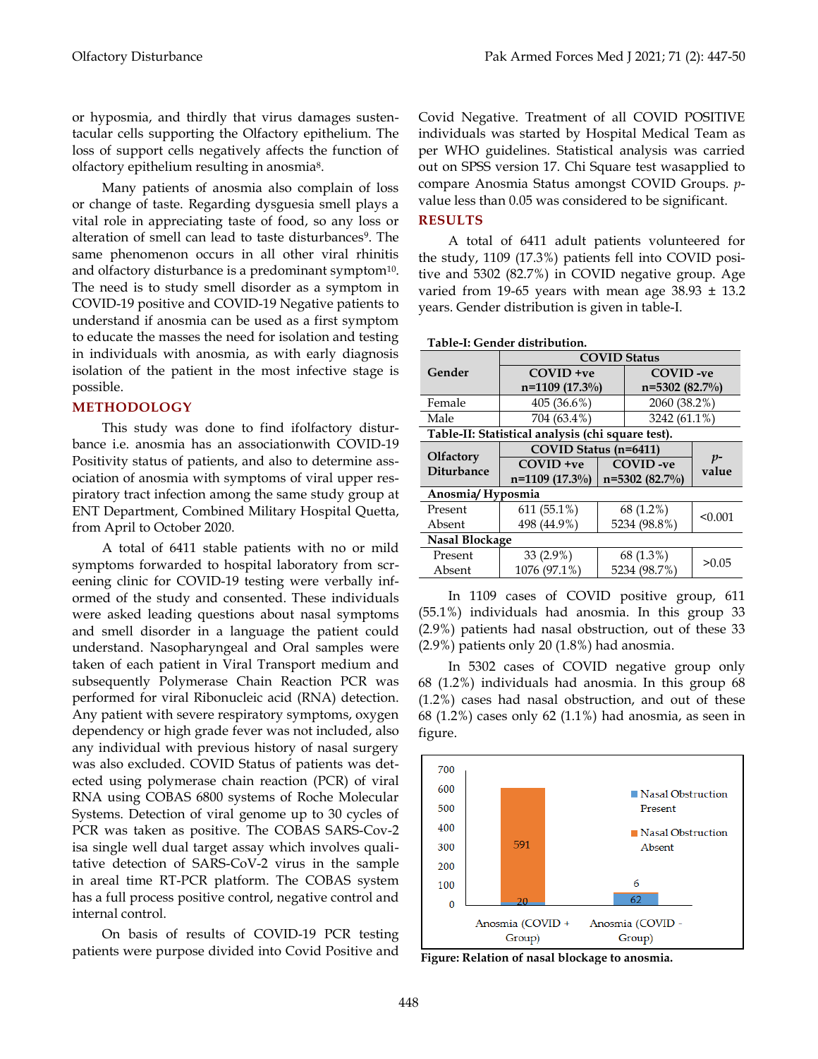or hyposmia, and thirdly that virus damages sustentacular cells supporting the Olfactory epithelium. The loss of support cells negatively affects the function of olfactory epithelium resulting in anosmia[8].

Many patients of anosmia also complain of loss or change of taste. Regarding dysguesia smell plays a vital role in appreciating taste of food, so any loss or alteration of smell can lead to taste disturbances[9]. The same phenomenon occurs in all other viral rhinitis and olfactory disturbance is a predominant symptom[10]. The need is to study smell disorder as a symptom in COVID-19 positive and COVID-19 Negative patients to understand if anosmia can be used as a first symptom to educate the masses the need for isolation and testing in individuals with anosmia, as with early diagnosis isolation of the patient in the most infective stage is possible.

## METHODOLOGY

This study was done to find ifolfactory disturbance i.e. anosmia has an associationwith COVID-19 Positivity status of patients, and also to determine association of anosmia with symptoms of viral upper respiratory tract infection among the same study group at ENT Department, Combined Military Hospital Quetta, from April to October 2020.

A total of 6411 stable patients with no or mild symptoms forwarded to hospital laboratory from screening clinic for COVID-19 testing were verbally informed of the study and consented. These individuals were asked leading questions about nasal symptoms and smell disorder in a language the patient could understand. Nasopharyngeal and Oral samples were taken of each patient in Viral Transport medium and subsequently Polymerase Chain Reaction PCR was performed for viral Ribonucleic acid (RNA) detection. Any patient with severe respiratory symptoms, oxygen dependency or high grade fever was not included, also any individual with previous history of nasal surgery was also excluded. COVID Status of patients was detected using polymerase chain reaction (PCR) of viral RNA using COBAS 6800 systems of Roche Molecular Systems. Detection of viral genome up to 30 cycles of PCR was taken as positive. The COBAS SARS-Cov-2 isa single well dual target assay which involves qualitative detection of SARS-CoV-2 virus in the sample in areal time RT-PCR platform. The COBAS system has a full process positive control, negative control and internal control.

On basis of results of COVID-19 PCR testing patients were purpose divided into Covid Positive and Covid Negative. Treatment of all COVID POSITIVE individuals was started by Hospital Medical Team as per WHO guidelines. Statistical analysis was carried out on SPSS version 17. Chi Square test wasapplied to compare Anosmia Status amongst COVID Groups. *p*-value less than 0.05 was considered to be significant.

## RESULTS

A total of 6411 adult patients volunteered for the study, 1109 (17.3%) patients fell into COVID positive and 5302 (82.7%) in COVID negative group. Age varied from 19-65 years with mean age 38.93 ± 13.2 years. Gender distribution is given in table-I.

**Table-I: Gender distribution.**

| Gender | COVID Status | |
|---|---|---|
| | COVID +ve n=1109 (17.3%) | COVID -ve n=5302 (82.7%) |
| Female | 405 (36.6%) | 2060 (38.2%) |
| Male | 704 (63.4%) | 3242 (61.1%) |

**Table-II: Statistical analysis (chi square test).**

| Olfactory Diturbance | COVID Status (n=6411) | | *p*-value |
|---|---|---|---|
| | COVID +ve n=1109 (17.3%) | COVID -ve n=5302 (82.7%) | |
| **Anosmia/ Hyposmia** | | | |
| Present | 611 (55.1%) | 68 (1.2%) | <0.001 |
| Absent | 498 (44.9%) | 5234 (98.8%) | |
| **Nasal Blockage** | | | |
| Present | 33 (2.9%) | 68 (1.3%) | >0.05 |
| Absent | 1076 (97.1%) | 5234 (98.7%) | |

In 1109 cases of COVID positive group, 611 (55.1%) individuals had anosmia. In this group 33 (2.9%) patients had nasal obstruction, out of these 33 (2.9%) patients only 20 (1.8%) had anosmia.

In 5302 cases of COVID negative group only 68 (1.2%) individuals had anosmia. In this group 68 (1.2%) cases had nasal obstruction, and out of these 68 (1.2%) cases only 62 (1.1%) had anosmia, as seen in figure.

**Figure: Relation of nasal blockage to anosmia.**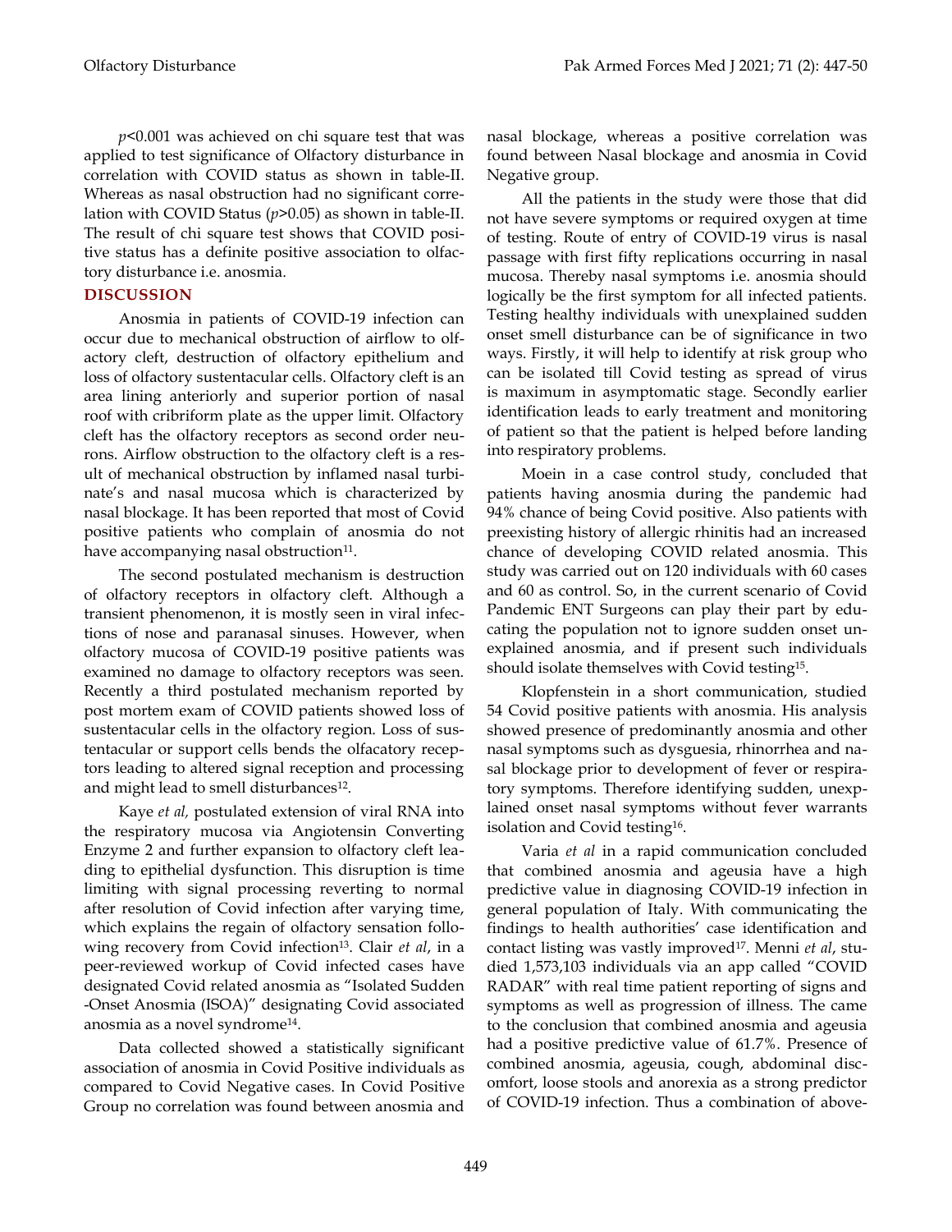$p<0.001$ was achieved on chi square test that was applied to test significance of Olfactory disturbance in correlation with COVID status as shown in table-II. Whereas as nasal obstruction had no significant correlation with COVID Status ($p>0.05$) as shown in table-II. The result of chi square test shows that COVID positive status has a definite positive association to olfactory disturbance i.e. anosmia.

## DISCUSSION

Anosmia in patients of COVID-19 infection can occur due to mechanical obstruction of airflow to olfactory cleft, destruction of olfactory epithelium and loss of olfactory sustentacular cells. Olfactory cleft is an area lining anteriorly and superior portion of nasal roof with cribriform plate as the upper limit. Olfactory cleft has the olfactory receptors as second order neurons. Airflow obstruction to the olfactory cleft is a result of mechanical obstruction by inflamed nasal turbinate's and nasal mucosa which is characterized by nasal blockage. It has been reported that most of Covid positive patients who complain of anosmia do not have accompanying nasal obstruction[11].

The second postulated mechanism is destruction of olfactory receptors in olfactory cleft. Although a transient phenomenon, it is mostly seen in viral infections of nose and paranasal sinuses. However, when olfactory mucosa of COVID-19 positive patients was examined no damage to olfactory receptors was seen. Recently a third postulated mechanism reported by post mortem exam of COVID patients showed loss of sustentacular cells in the olfactory region. Loss of sustentacular or support cells bends the olfacatory receptors leading to altered signal reception and processing and might lead to smell disturbances[12].

Kaye *et al,* postulated extension of viral RNA into the respiratory mucosa via Angiotensin Converting Enzyme 2 and further expansion to olfactory cleft leading to epithelial dysfunction. This disruption is time limiting with signal processing reverting to normal after resolution of Covid infection after varying time, which explains the regain of olfactory sensation following recovery from Covid infection[13]. Clair *et al*, in a peer-reviewed workup of Covid infected cases have designated Covid related anosmia as "Isolated Sudden -Onset Anosmia (ISOA)" designating Covid associated anosmia as a novel syndrome[14].

Data collected showed a statistically significant association of anosmia in Covid Positive individuals as compared to Covid Negative cases. In Covid Positive Group no correlation was found between anosmia and nasal blockage, whereas a positive correlation was found between Nasal blockage and anosmia in Covid Negative group.

All the patients in the study were those that did not have severe symptoms or required oxygen at time of testing. Route of entry of COVID-19 virus is nasal passage with first fifty replications occurring in nasal mucosa. Thereby nasal symptoms i.e. anosmia should logically be the first symptom for all infected patients. Testing healthy individuals with unexplained sudden onset smell disturbance can be of significance in two ways. Firstly, it will help to identify at risk group who can be isolated till Covid testing as spread of virus is maximum in asymptomatic stage. Secondly earlier identification leads to early treatment and monitoring of patient so that the patient is helped before landing into respiratory problems.

Moein in a case control study, concluded that patients having anosmia during the pandemic had 94% chance of being Covid positive. Also patients with preexisting history of allergic rhinitis had an increased chance of developing COVID related anosmia. This study was carried out on 120 individuals with 60 cases and 60 as control. So, in the current scenario of Covid Pandemic ENT Surgeons can play their part by educating the population not to ignore sudden onset unexplained anosmia, and if present such individuals should isolate themselves with Covid testing[15].

Klopfenstein in a short communication, studied 54 Covid positive patients with anosmia. His analysis showed presence of predominantly anosmia and other nasal symptoms such as dysguesia, rhinorrhea and nasal blockage prior to development of fever or respiratory symptoms. Therefore identifying sudden, unexplained onset nasal symptoms without fever warrants isolation and Covid testing[16].

Varia *et al* in a rapid communication concluded that combined anosmia and ageusia have a high predictive value in diagnosing COVID-19 infection in general population of Italy. With communicating the findings to health authorities' case identification and contact listing was vastly improved[17]. Menni *et al*, studied 1,573,103 individuals via an app called "COVID RADAR" with real time patient reporting of signs and symptoms as well as progression of illness. The came to the conclusion that combined anosmia and ageusia had a positive predictive value of 61.7%. Presence of combined anosmia, ageusia, cough, abdominal discomfort, loose stools and anorexia as a strong predictor of COVID-19 infection. Thus a combination of above-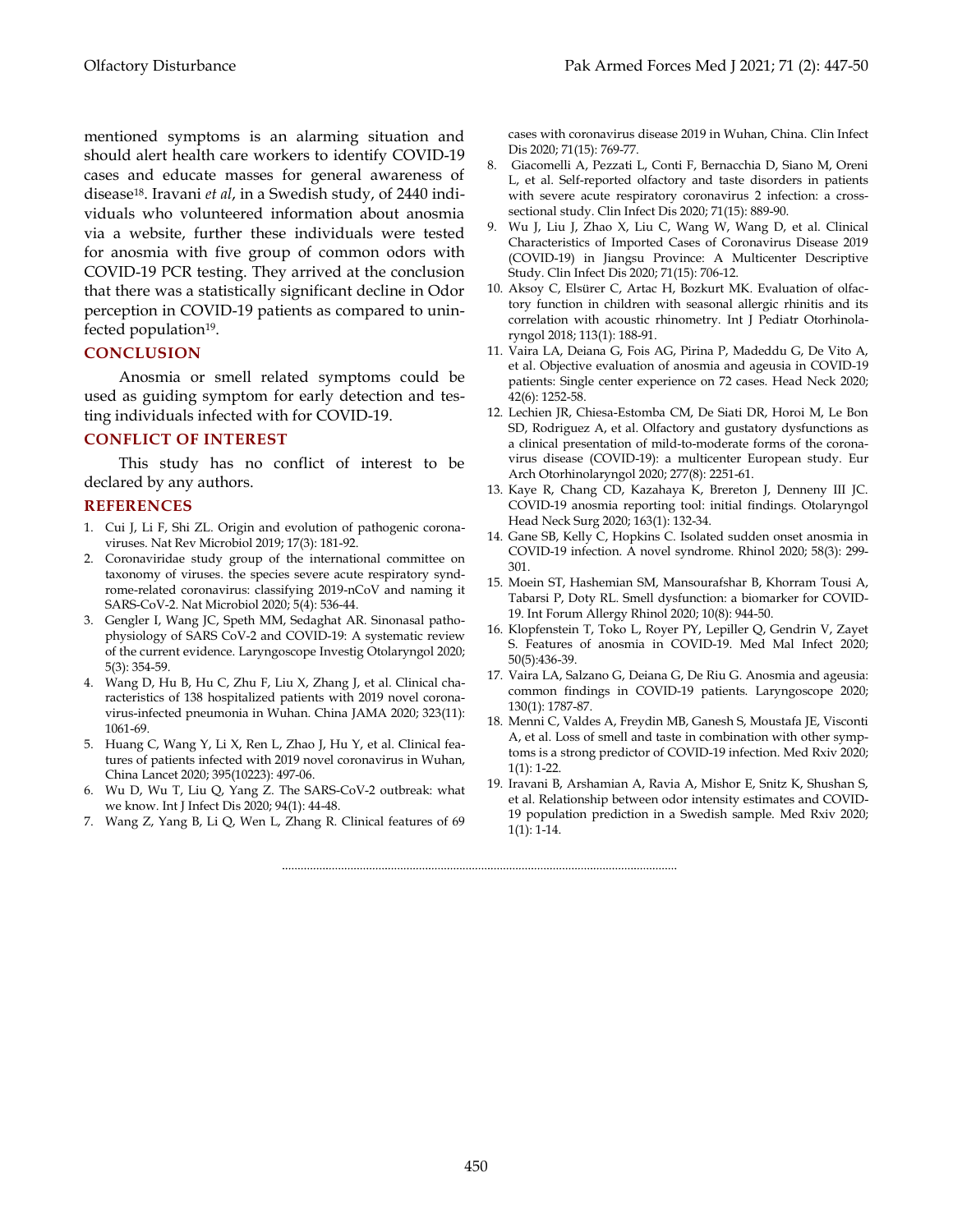mentioned symptoms is an alarming situation and should alert health care workers to identify COVID-19 cases and educate masses for general awareness of disease[18]. Iravani *et al*, in a Swedish study, of 2440 individuals who volunteered information about anosmia via a website, further these individuals were tested for anosmia with five group of common odors with COVID-19 PCR testing. They arrived at the conclusion that there was a statistically significant decline in Odor perception in COVID-19 patients as compared to uninfected population[19].

## CONCLUSION

Anosmia or smell related symptoms could be used as guiding symptom for early detection and testing individuals infected with for COVID-19.

## CONFLICT OF INTEREST

This study has no conflict of interest to be declared by any authors.

## REFERENCES

1. Cui J, Li F, Shi ZL. Origin and evolution of pathogenic coronaviruses. Nat Rev Microbiol 2019; 17(3): 181-92.
2. Coronaviridae study group of the international committee on taxonomy of viruses. the species severe acute respiratory syndrome-related coronavirus: classifying 2019-nCoV and naming it SARS-CoV-2. Nat Microbiol 2020; 5(4): 536-44.
3. Gengler I, Wang JC, Speth MM, Sedaghat AR. Sinonasal pathophysiology of SARS CoV-2 and COVID-19: A systematic review of the current evidence. Laryngoscope Investig Otolaryngol 2020; 5(3): 354-59.
4. Wang D, Hu B, Hu C, Zhu F, Liu X, Zhang J, et al. Clinical characteristics of 138 hospitalized patients with 2019 novel coronavirus-infected pneumonia in Wuhan. China JAMA 2020; 323(11): 1061-69.
5. Huang C, Wang Y, Li X, Ren L, Zhao J, Hu Y, et al. Clinical features of patients infected with 2019 novel coronavirus in Wuhan, China Lancet 2020; 395(10223): 497-06.
6. Wu D, Wu T, Liu Q, Yang Z. The SARS-CoV-2 outbreak: what we know. Int J Infect Dis 2020; 94(1): 44-48.
7. Wang Z, Yang B, Li Q, Wen L, Zhang R. Clinical features of 69 cases with coronavirus disease 2019 in Wuhan, China. Clin Infect Dis 2020; 71(15): 769-77.
8. Giacomelli A, Pezzati L, Conti F, Bernacchia D, Siano M, Oreni L, et al. Self-reported olfactory and taste disorders in patients with severe acute respiratory coronavirus 2 infection: a cross-sectional study. Clin Infect Dis 2020; 71(15): 889-90.
9. Wu J, Liu J, Zhao X, Liu C, Wang W, Wang D, et al. Clinical Characteristics of Imported Cases of Coronavirus Disease 2019 (COVID-19) in Jiangsu Province: A Multicenter Descriptive Study. Clin Infect Dis 2020; 71(15): 706-12.
10. Aksoy C, Elsürer C, Artac H, Bozkurt MK. Evaluation of olfactory function in children with seasonal allergic rhinitis and its correlation with acoustic rhinometry. Int J Pediatr Otorhinolaryngol 2018; 113(1): 188-91.
11. Vaira LA, Deiana G, Fois AG, Pirina P, Madeddu G, De Vito A, et al. Objective evaluation of anosmia and ageusia in COVID-19 patients: Single center experience on 72 cases. Head Neck 2020; 42(6): 1252-58.
12. Lechien JR, Chiesa-Estomba CM, De Siati DR, Horoi M, Le Bon SD, Rodriguez A, et al. Olfactory and gustatory dysfunctions as a clinical presentation of mild-to-moderate forms of the coronavirus disease (COVID-19): a multicenter European study. Eur Arch Otorhinolaryngol 2020; 277(8): 2251-61.
13. Kaye R, Chang CD, Kazahaya K, Brereton J, Denneny III JC. COVID-19 anosmia reporting tool: initial findings. Otolaryngol Head Neck Surg 2020; 163(1): 132-34.
14. Gane SB, Kelly C, Hopkins C. Isolated sudden onset anosmia in COVID-19 infection. A novel syndrome. Rhinol 2020; 58(3): 299-301.
15. Moein ST, Hashemian SM, Mansourafshar B, Khorram Tousi A, Tabarsi P, Doty RL. Smell dysfunction: a biomarker for COVID-19. Int Forum Allergy Rhinol 2020; 10(8): 944-50.
16. Klopfenstein T, Toko L, Royer PY, Lepiller Q, Gendrin V, Zayet S. Features of anosmia in COVID-19. Med Mal Infect 2020; 50(5):436-39.
17. Vaira LA, Salzano G, Deiana G, De Riu G. Anosmia and ageusia: common findings in COVID-19 patients. Laryngoscope 2020; 130(1): 1787-87.
18. Menni C, Valdes A, Freydin MB, Ganesh S, Moustafa JE, Visconti A, et al. Loss of smell and taste in combination with other symptoms is a strong predictor of COVID-19 infection. Med Rxiv 2020; 1(1): 1-22.
19. Iravani B, Arshamian A, Ravia A, Mishor E, Snitz K, Shushan S, et al. Relationship between odor intensity estimates and COVID-19 population prediction in a Swedish sample. Med Rxiv 2020; 1(1): 1-14.